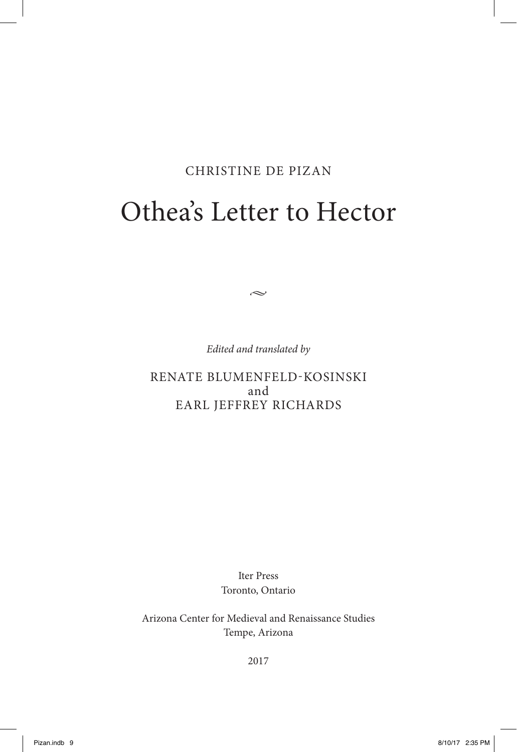CHRISTINE DE PIZAN

# Othea's Letter to Hector

~

*Edited and translated by*

RENATE BLUMENFELD-KOSINSKI
and
EARL JEFFREY RICHARDS

Iter Press
Toronto, Ontario

Arizona Center for Medieval and Renaissance Studies
Tempe, Arizona

2017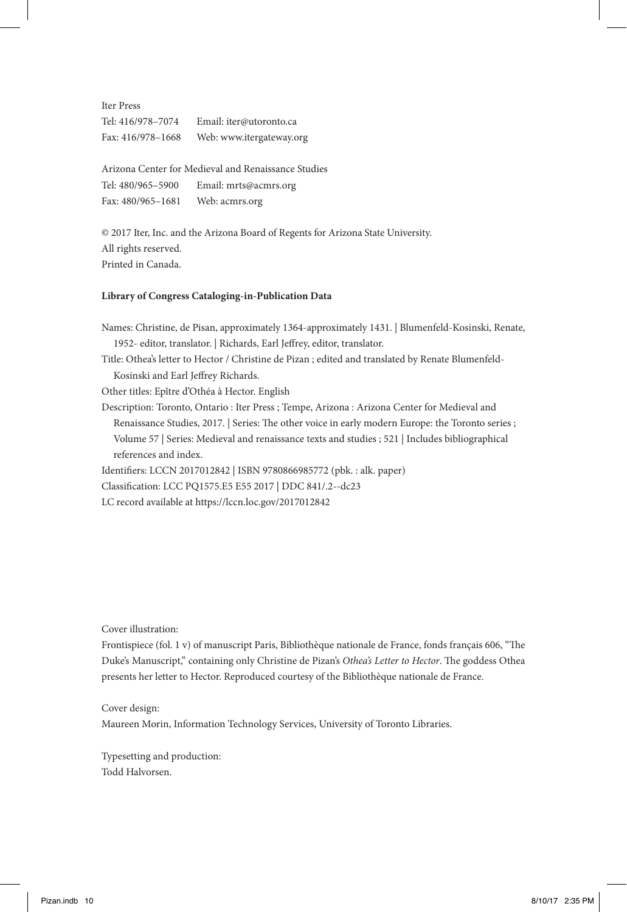Iter Press

Tel: 416/978–7074 Email: iter@utoronto.ca

Fax: 416/978–1668 Web: www.itergateway.org

Arizona Center for Medieval and Renaissance Studies

Tel: 480/965–5900 Email: mrts@acmrs.org

Fax: 480/965–1681 Web: acmrs.org

© 2017 Iter, Inc. and the Arizona Board of Regents for Arizona State University.
All rights reserved.
Printed in Canada.

**Library of Congress Cataloging-in-Publication Data**

Names: Christine, de Pisan, approximately 1364-approximately 1431. | Blumenfeld-Kosinski, Renate, 1952- editor, translator. | Richards, Earl Jeffrey, editor, translator.

Title: Othea's letter to Hector / Christine de Pizan ; edited and translated by Renate Blumenfeld-Kosinski and Earl Jeffrey Richards.

Other titles: Epître d'Othéa à Hector. English

Description: Toronto, Ontario : Iter Press ; Tempe, Arizona : Arizona Center for Medieval and Renaissance Studies, 2017. | Series: The other voice in early modern Europe: the Toronto series ; Volume 57 | Series: Medieval and renaissance texts and studies ; 521 | Includes bibliographical references and index.

Identifiers: LCCN 2017012842 | ISBN 9780866985772 (pbk. : alk. paper)

Classification: LCC PQ1575.E5 E55 2017 | DDC 841/.2--dc23

LC record available at https://lccn.loc.gov/2017012842

Cover illustration:

Frontispiece (fol. 1 v) of manuscript Paris, Bibliothèque nationale de France, fonds français 606, "The Duke's Manuscript," containing only Christine de Pizan's *Othea's Letter to Hector*. The goddess Othea presents her letter to Hector. Reproduced courtesy of the Bibliothèque nationale de France.

Cover design:

Maureen Morin, Information Technology Services, University of Toronto Libraries.

Typesetting and production:

Todd Halvorsen.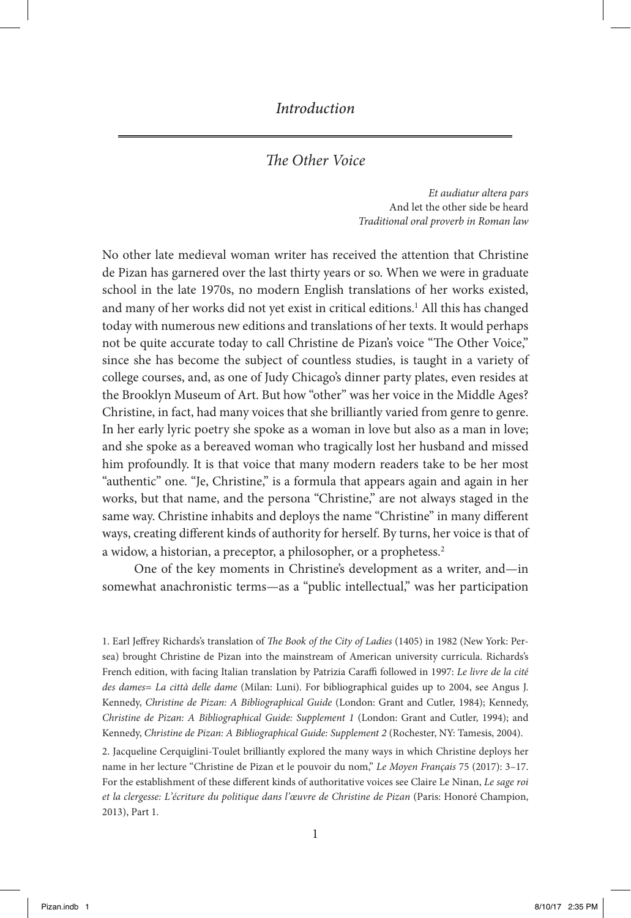# *Introduction*

## *The Other Voice*

*Et audiatur altera pars*  
And let the other side be heard  
*Traditional oral proverb in Roman law*

No other late medieval woman writer has received the attention that Christine de Pizan has garnered over the last thirty years or so. When we were in graduate school in the late 1970s, no modern English translations of her works existed, and many of her works did not yet exist in critical editions.[1] All this has changed today with numerous new editions and translations of her texts. It would perhaps not be quite accurate today to call Christine de Pizan's voice "The Other Voice," since she has become the subject of countless studies, is taught in a variety of college courses, and, as one of Judy Chicago's dinner party plates, even resides at the Brooklyn Museum of Art. But how "other" was her voice in the Middle Ages? Christine, in fact, had many voices that she brilliantly varied from genre to genre. In her early lyric poetry she spoke as a woman in love but also as a man in love; and she spoke as a bereaved woman who tragically lost her husband and missed him profoundly. It is that voice that many modern readers take to be her most "authentic" one. "Je, Christine," is a formula that appears again and again in her works, but that name, and the persona "Christine," are not always staged in the same way. Christine inhabits and deploys the name "Christine" in many different ways, creating different kinds of authority for herself. By turns, her voice is that of a widow, a historian, a preceptor, a philosopher, or a prophetess.[2]

One of the key moments in Christine's development as a writer, and—in somewhat anachronistic terms—as a "public intellectual," was her participation

---

1. Earl Jeffrey Richards's translation of *The Book of the City of Ladies* (1405) in 1982 (New York: Persea) brought Christine de Pizan into the mainstream of American university curricula. Richards's French edition, with facing Italian translation by Patrizia Caraffi followed in 1997: *Le livre de la cité des dames= La città delle dame* (Milan: Luni). For bibliographical guides up to 2004, see Angus J. Kennedy, *Christine de Pizan: A Bibliographical Guide* (London: Grant and Cutler, 1984); Kennedy, *Christine de Pizan: A Bibliographical Guide: Supplement 1* (London: Grant and Cutler, 1994); and Kennedy, *Christine de Pizan: A Bibliographical Guide: Supplement 2* (Rochester, NY: Tamesis, 2004).

2. Jacqueline Cerquiglini-Toulet brilliantly explored the many ways in which Christine deploys her name in her lecture "Christine de Pizan et le pouvoir du nom," *Le Moyen Français* 75 (2017): 3–17. For the establishment of these different kinds of authoritative voices see Claire Le Ninan, *Le sage roi et la clergesse: L'écriture du politique dans l'œuvre de Christine de Pizan* (Paris: Honoré Champion, 2013), Part 1.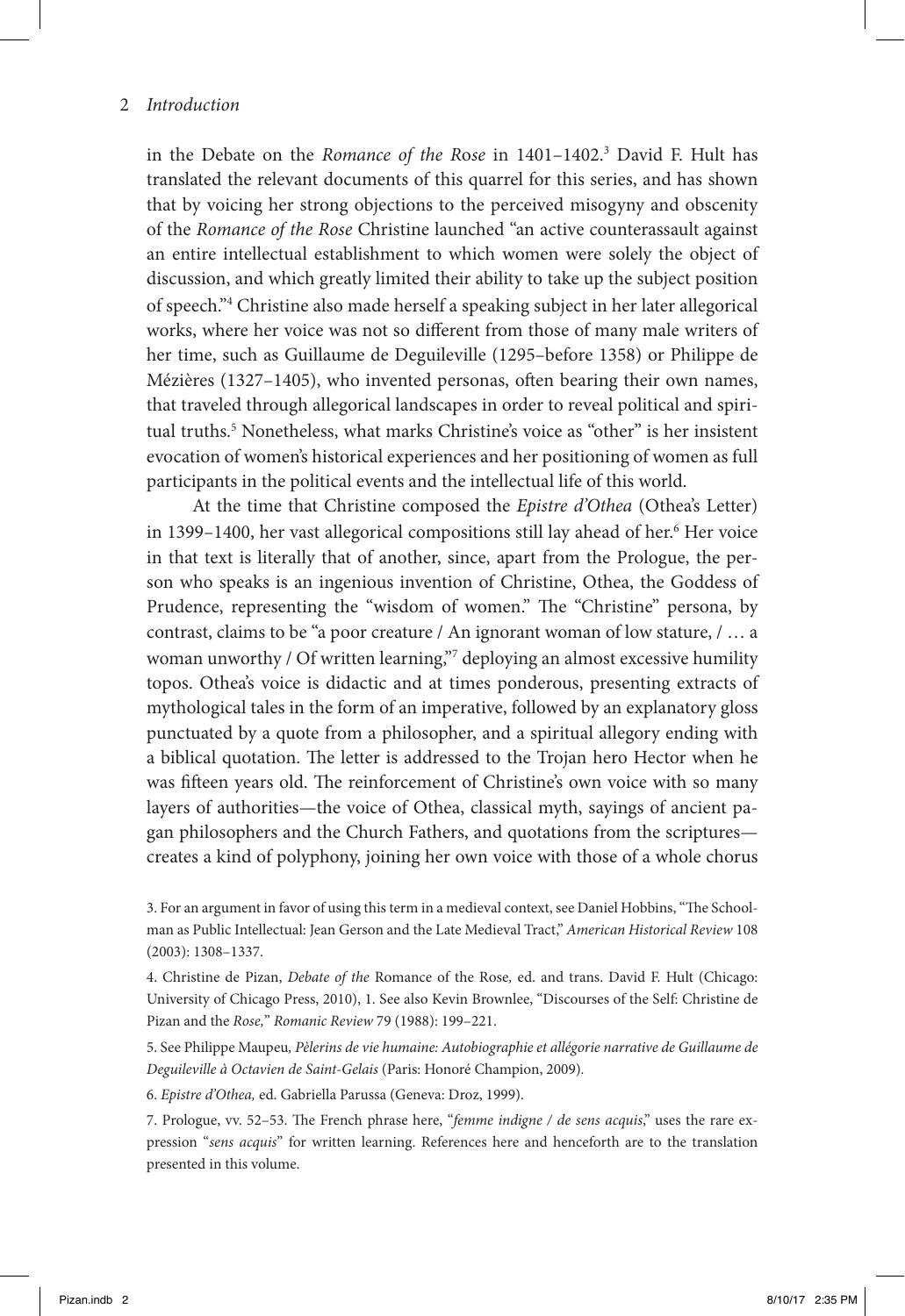in the Debate on the *Romance of the Rose* in 1401–1402.[3] David F. Hult has translated the relevant documents of this quarrel for this series, and has shown that by voicing her strong objections to the perceived misogyny and obscenity of the *Romance of the Rose* Christine launched "an active counterassault against an entire intellectual establishment to which women were solely the object of discussion, and which greatly limited their ability to take up the subject position of speech."[4] Christine also made herself a speaking subject in her later allegorical works, where her voice was not so different from those of many male writers of her time, such as Guillaume de Deguileville (1295–before 1358) or Philippe de Mézières (1327–1405), who invented personas, often bearing their own names, that traveled through allegorical landscapes in order to reveal political and spiritual truths.[5] Nonetheless, what marks Christine's voice as "other" is her insistent evocation of women's historical experiences and her positioning of women as full participants in the political events and the intellectual life of this world.

At the time that Christine composed the *Epistre d'Othea* (Othea's Letter) in 1399–1400, her vast allegorical compositions still lay ahead of her.[6] Her voice in that text is literally that of another, since, apart from the Prologue, the person who speaks is an ingenious invention of Christine, Othea, the Goddess of Prudence, representing the "wisdom of women." The "Christine" persona, by contrast, claims to be "a poor creature / An ignorant woman of low stature, / … a woman unworthy / Of written learning,"[7] deploying an almost excessive humility topos. Othea's voice is didactic and at times ponderous, presenting extracts of mythological tales in the form of an imperative, followed by an explanatory gloss punctuated by a quote from a philosopher, and a spiritual allegory ending with a biblical quotation. The letter is addressed to the Trojan hero Hector when he was fifteen years old. The reinforcement of Christine's own voice with so many layers of authorities—the voice of Othea, classical myth, sayings of ancient pagan philosophers and the Church Fathers, and quotations from the scriptures—creates a kind of polyphony, joining her own voice with those of a whole chorus

3. For an argument in favor of using this term in a medieval context, see Daniel Hobbins, "The Schoolman as Public Intellectual: Jean Gerson and the Late Medieval Tract," *American Historical Review* 108 (2003): 1308–1337.

4. Christine de Pizan, *Debate of the* Romance of the Rose*,* ed. and trans. David F. Hult (Chicago: University of Chicago Press, 2010), 1. See also Kevin Brownlee, "Discourses of the Self: Christine de Pizan and the *Rose,*" *Romanic Review* 79 (1988): 199–221.

5. See Philippe Maupeu*, Pèlerins de vie humaine: Autobiographie et allégorie narrative de Guillaume de Deguileville à Octavien de Saint-Gelais* (Paris: Honoré Champion, 2009).

6. *Epistre d'Othea,* ed. Gabriella Parussa (Geneva: Droz, 1999).

7. Prologue, vv. 52–53. The French phrase here, "*femme indigne / de sens acquis*," uses the rare expression "*sens acquis*" for written learning. References here and henceforth are to the translation presented in this volume.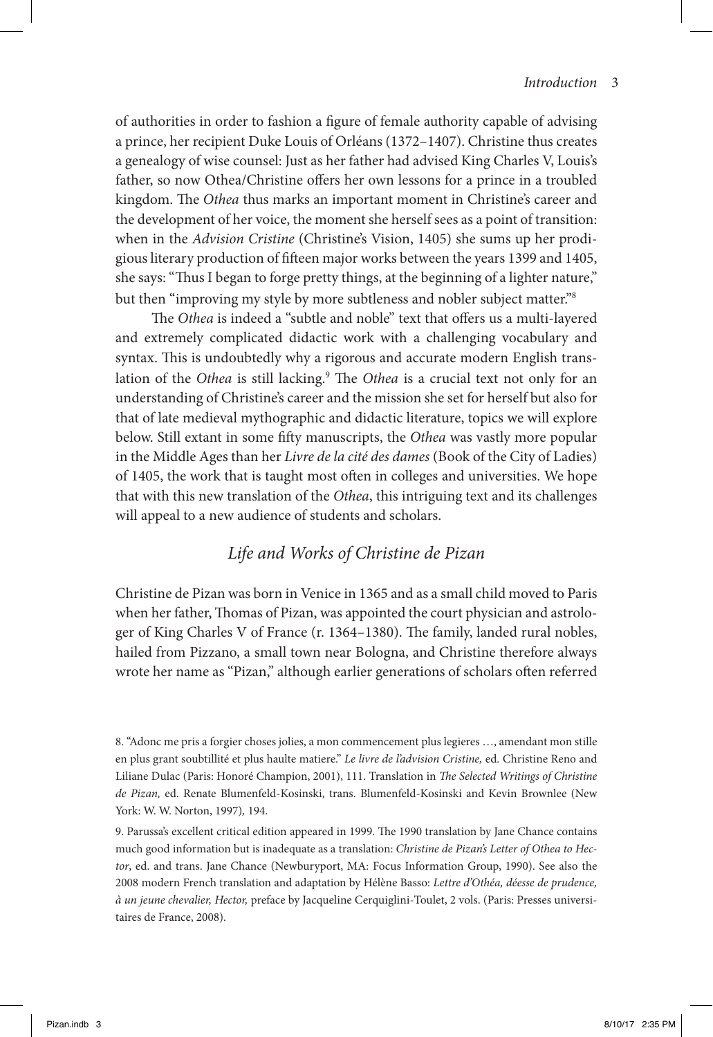of authorities in order to fashion a figure of female authority capable of advising a prince, her recipient Duke Louis of Orléans (1372–1407). Christine thus creates a genealogy of wise counsel: Just as her father had advised King Charles V, Louis's father, so now Othea/Christine offers her own lessons for a prince in a troubled kingdom. The *Othea* thus marks an important moment in Christine's career and the development of her voice, the moment she herself sees as a point of transition: when in the *Advision Cristine* (Christine's Vision, 1405) she sums up her prodigious literary production of fifteen major works between the years 1399 and 1405, she says: "Thus I began to forge pretty things, at the beginning of a lighter nature," but then "improving my style by more subtleness and nobler subject matter."[8]

The *Othea* is indeed a "subtle and noble" text that offers us a multi-layered and extremely complicated didactic work with a challenging vocabulary and syntax. This is undoubtedly why a rigorous and accurate modern English translation of the *Othea* is still lacking.[9] The *Othea* is a crucial text not only for an understanding of Christine's career and the mission she set for herself but also for that of late medieval mythographic and didactic literature, topics we will explore below. Still extant in some fifty manuscripts, the *Othea* was vastly more popular in the Middle Ages than her *Livre de la cité des dames* (Book of the City of Ladies) of 1405, the work that is taught most often in colleges and universities. We hope that with this new translation of the *Othea*, this intriguing text and its challenges will appeal to a new audience of students and scholars.

## *Life and Works of Christine de Pizan*

Christine de Pizan was born in Venice in 1365 and as a small child moved to Paris when her father, Thomas of Pizan, was appointed the court physician and astrologer of King Charles V of France (r. 1364–1380). The family, landed rural nobles, hailed from Pizzano, a small town near Bologna, and Christine therefore always wrote her name as "Pizan," although earlier generations of scholars often referred

---

8. "Adonc me pris a forgier choses jolies, a mon commencement plus legieres …, amendant mon stille en plus grant soubtillité et plus haulte matiere." *Le livre de l'advision Cristine,* ed. Christine Reno and Liliane Dulac (Paris: Honoré Champion, 2001), 111. Translation in *The Selected Writings of Christine de Pizan,* ed. Renate Blumenfeld-Kosinski, trans. Blumenfeld-Kosinski and Kevin Brownlee (New York: W. W. Norton, 1997), 194.

9. Parussa's excellent critical edition appeared in 1999. The 1990 translation by Jane Chance contains much good information but is inadequate as a translation: *Christine de Pizan's Letter of Othea to Hector*, ed. and trans. Jane Chance (Newburyport, MA: Focus Information Group, 1990). See also the 2008 modern French translation and adaptation by Hélène Basso: *Lettre d'Othéa, déesse de prudence, à un jeune chevalier, Hector,* preface by Jacqueline Cerquiglini-Toulet, 2 vols. (Paris: Presses universitaires de France, 2008).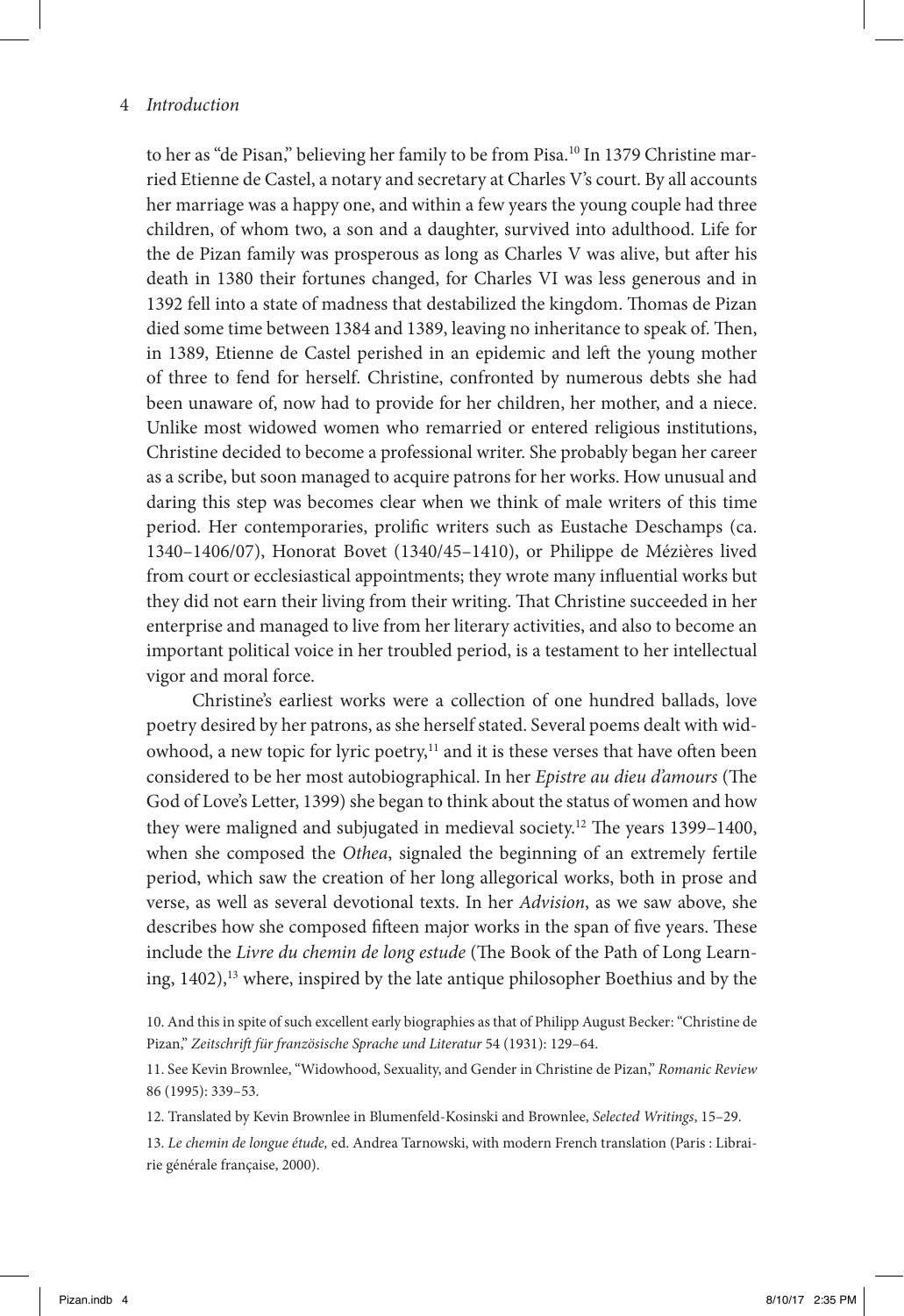to her as "de Pisan," believing her family to be from Pisa.[10] In 1379 Christine married Etienne de Castel, a notary and secretary at Charles V's court. By all accounts her marriage was a happy one, and within a few years the young couple had three children, of whom two, a son and a daughter, survived into adulthood. Life for the de Pizan family was prosperous as long as Charles V was alive, but after his death in 1380 their fortunes changed, for Charles VI was less generous and in 1392 fell into a state of madness that destabilized the kingdom. Thomas de Pizan died some time between 1384 and 1389, leaving no inheritance to speak of. Then, in 1389, Etienne de Castel perished in an epidemic and left the young mother of three to fend for herself. Christine, confronted by numerous debts she had been unaware of, now had to provide for her children, her mother, and a niece. Unlike most widowed women who remarried or entered religious institutions, Christine decided to become a professional writer. She probably began her career as a scribe, but soon managed to acquire patrons for her works. How unusual and daring this step was becomes clear when we think of male writers of this time period. Her contemporaries, prolific writers such as Eustache Deschamps (ca. 1340–1406/07), Honorat Bovet (1340/45–1410), or Philippe de Mézières lived from court or ecclesiastical appointments; they wrote many influential works but they did not earn their living from their writing. That Christine succeeded in her enterprise and managed to live from her literary activities, and also to become an important political voice in her troubled period, is a testament to her intellectual vigor and moral force.

Christine's earliest works were a collection of one hundred ballads, love poetry desired by her patrons, as she herself stated. Several poems dealt with widowhood, a new topic for lyric poetry,[11] and it is these verses that have often been considered to be her most autobiographical. In her *Epistre au dieu d'amours* (The God of Love's Letter, 1399) she began to think about the status of women and how they were maligned and subjugated in medieval society.[12] The years 1399–1400, when she composed the *Othea*, signaled the beginning of an extremely fertile period, which saw the creation of her long allegorical works, both in prose and verse, as well as several devotional texts. In her *Advision*, as we saw above, she describes how she composed fifteen major works in the span of five years. These include the *Livre du chemin de long estude* (The Book of the Path of Long Learning, 1402),[13] where, inspired by the late antique philosopher Boethius and by the

10. And this in spite of such excellent early biographies as that of Philipp August Becker: "Christine de Pizan," *Zeitschrift für französische Sprache und Literatur* 54 (1931): 129–64.

11. See Kevin Brownlee, "Widowhood, Sexuality, and Gender in Christine de Pizan," *Romanic Review* 86 (1995): 339–53.

12. Translated by Kevin Brownlee in Blumenfeld-Kosinski and Brownlee, *Selected Writings*, 15–29.

13. *Le chemin de longue étude,* ed. Andrea Tarnowski, with modern French translation (Paris : Librairie générale française, 2000).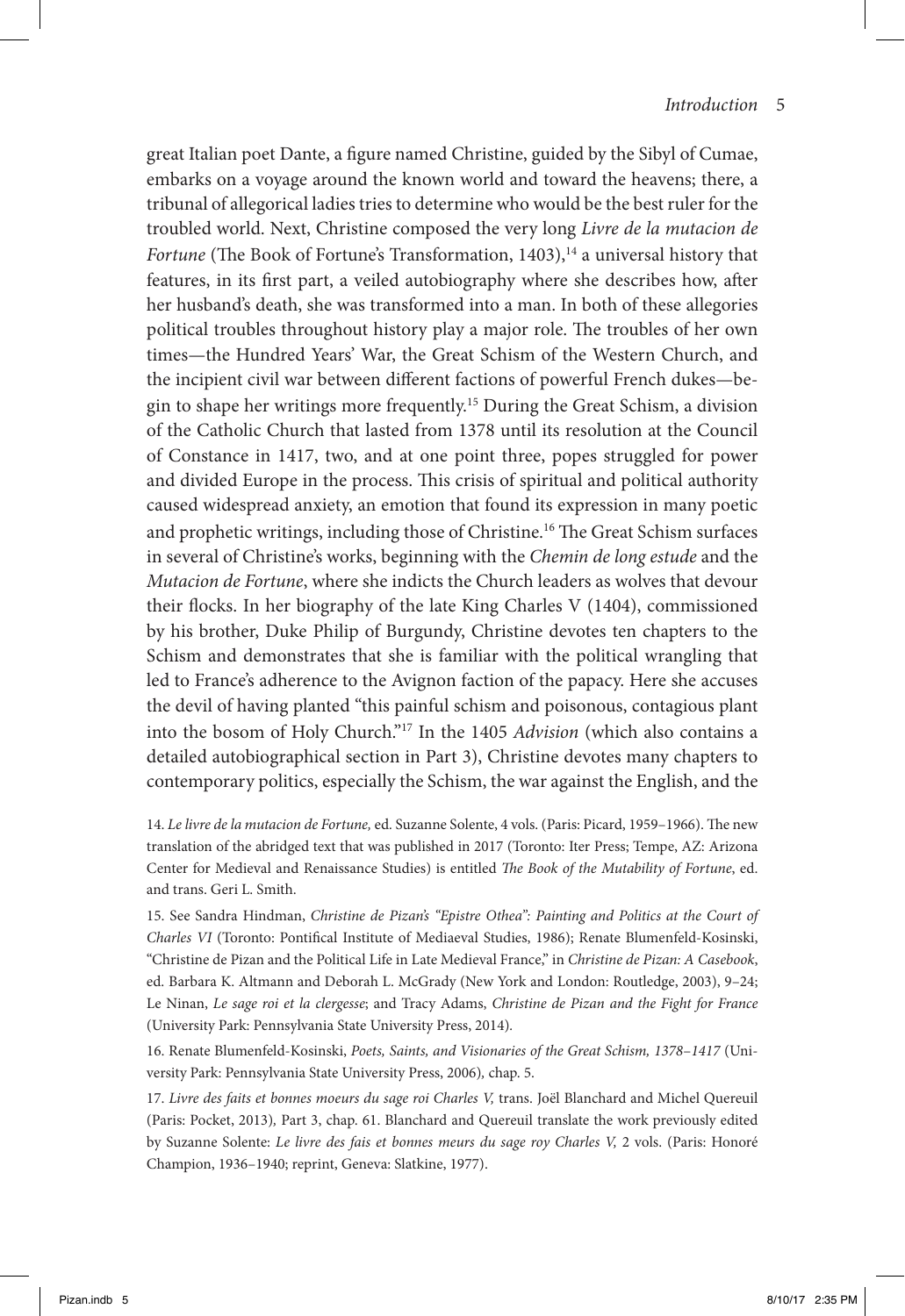great Italian poet Dante, a figure named Christine, guided by the Sibyl of Cumae, embarks on a voyage around the known world and toward the heavens; there, a tribunal of allegorical ladies tries to determine who would be the best ruler for the troubled world. Next, Christine composed the very long *Livre de la mutacion de Fortune* (The Book of Fortune's Transformation, 1403),[14] a universal history that features, in its first part, a veiled autobiography where she describes how, after her husband's death, she was transformed into a man. In both of these allegories political troubles throughout history play a major role. The troubles of her own times—the Hundred Years' War, the Great Schism of the Western Church, and the incipient civil war between different factions of powerful French dukes—begin to shape her writings more frequently.[15] During the Great Schism, a division of the Catholic Church that lasted from 1378 until its resolution at the Council of Constance in 1417, two, and at one point three, popes struggled for power and divided Europe in the process. This crisis of spiritual and political authority caused widespread anxiety, an emotion that found its expression in many poetic and prophetic writings, including those of Christine.[16] The Great Schism surfaces in several of Christine's works, beginning with the *Chemin de long estude* and the *Mutacion de Fortune*, where she indicts the Church leaders as wolves that devour their flocks. In her biography of the late King Charles V (1404), commissioned by his brother, Duke Philip of Burgundy, Christine devotes ten chapters to the Schism and demonstrates that she is familiar with the political wrangling that led to France's adherence to the Avignon faction of the papacy. Here she accuses the devil of having planted "this painful schism and poisonous, contagious plant into the bosom of Holy Church."[17] In the 1405 *Advision* (which also contains a detailed autobiographical section in Part 3), Christine devotes many chapters to contemporary politics, especially the Schism, the war against the English, and the

14. *Le livre de la mutacion de Fortune,* ed. Suzanne Solente, 4 vols. (Paris: Picard, 1959–1966). The new translation of the abridged text that was published in 2017 (Toronto: Iter Press; Tempe, AZ: Arizona Center for Medieval and Renaissance Studies) is entitled *The Book of the Mutability of Fortune*, ed. and trans. Geri L. Smith.

15. See Sandra Hindman, *Christine de Pizan's "Epistre Othea": Painting and Politics at the Court of Charles VI* (Toronto: Pontifical Institute of Mediaeval Studies, 1986); Renate Blumenfeld-Kosinski, "Christine de Pizan and the Political Life in Late Medieval France," in *Christine de Pizan: A Casebook*, ed. Barbara K. Altmann and Deborah L. McGrady (New York and London: Routledge, 2003), 9–24; Le Ninan, *Le sage roi et la clergesse*; and Tracy Adams, *Christine de Pizan and the Fight for France* (University Park: Pennsylvania State University Press, 2014).

16. Renate Blumenfeld-Kosinski, *Poets, Saints, and Visionaries of the Great Schism, 1378–1417* (University Park: Pennsylvania State University Press, 2006), chap. 5.

17. *Livre des faits et bonnes moeurs du sage roi Charles V,* trans. Joël Blanchard and Michel Quereuil (Paris: Pocket, 2013), Part 3, chap. 61. Blanchard and Quereuil translate the work previously edited by Suzanne Solente: *Le livre des fais et bonnes meurs du sage roy Charles V,* 2 vols. (Paris: Honoré Champion, 1936–1940; reprint, Geneva: Slatkine, 1977).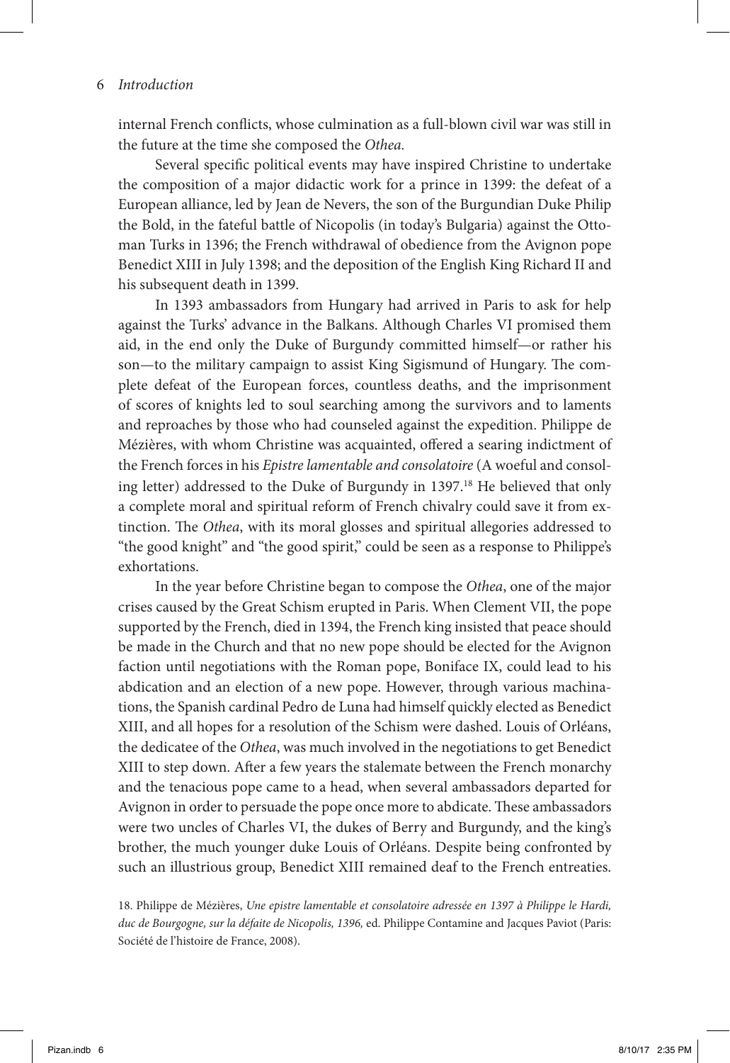internal French conflicts, whose culmination as a full-blown civil war was still in the future at the time she composed the *Othea.*

Several specific political events may have inspired Christine to undertake the composition of a major didactic work for a prince in 1399: the defeat of a European alliance, led by Jean de Nevers, the son of the Burgundian Duke Philip the Bold, in the fateful battle of Nicopolis (in today's Bulgaria) against the Ottoman Turks in 1396; the French withdrawal of obedience from the Avignon pope Benedict XIII in July 1398; and the deposition of the English King Richard II and his subsequent death in 1399.

In 1393 ambassadors from Hungary had arrived in Paris to ask for help against the Turks' advance in the Balkans. Although Charles VI promised them aid, in the end only the Duke of Burgundy committed himself—or rather his son—to the military campaign to assist King Sigismund of Hungary. The complete defeat of the European forces, countless deaths, and the imprisonment of scores of knights led to soul searching among the survivors and to laments and reproaches by those who had counseled against the expedition. Philippe de Mézières, with whom Christine was acquainted, offered a searing indictment of the French forces in his *Epistre lamentable and consolatoire* (A woeful and consoling letter) addressed to the Duke of Burgundy in 1397.[18] He believed that only a complete moral and spiritual reform of French chivalry could save it from extinction. The *Othea*, with its moral glosses and spiritual allegories addressed to "the good knight" and "the good spirit," could be seen as a response to Philippe's exhortations.

In the year before Christine began to compose the *Othea*, one of the major crises caused by the Great Schism erupted in Paris. When Clement VII, the pope supported by the French, died in 1394, the French king insisted that peace should be made in the Church and that no new pope should be elected for the Avignon faction until negotiations with the Roman pope, Boniface IX, could lead to his abdication and an election of a new pope. However, through various machinations, the Spanish cardinal Pedro de Luna had himself quickly elected as Benedict XIII, and all hopes for a resolution of the Schism were dashed. Louis of Orléans, the dedicatee of the *Othea*, was much involved in the negotiations to get Benedict XIII to step down. After a few years the stalemate between the French monarchy and the tenacious pope came to a head, when several ambassadors departed for Avignon in order to persuade the pope once more to abdicate. These ambassadors were two uncles of Charles VI, the dukes of Berry and Burgundy, and the king's brother, the much younger duke Louis of Orléans. Despite being confronted by such an illustrious group, Benedict XIII remained deaf to the French entreaties.

18. Philippe de Mézières, *Une epistre lamentable et consolatoire adressée en 1397 à Philippe le Hardi, duc de Bourgogne, sur la défaite de Nicopolis, 1396,* ed. Philippe Contamine and Jacques Paviot (Paris: Société de l'histoire de France, 2008).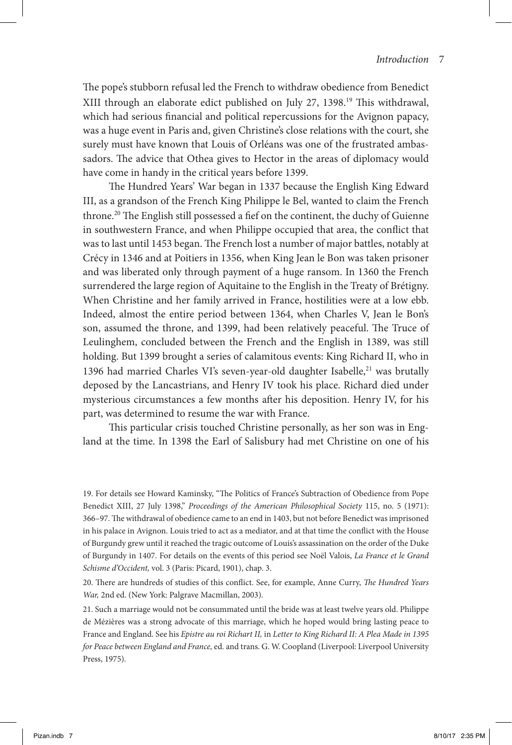The pope's stubborn refusal led the French to withdraw obedience from Benedict XIII through an elaborate edict published on July 27, 1398.[19] This withdrawal, which had serious financial and political repercussions for the Avignon papacy, was a huge event in Paris and, given Christine's close relations with the court, she surely must have known that Louis of Orléans was one of the frustrated ambassadors. The advice that Othea gives to Hector in the areas of diplomacy would have come in handy in the critical years before 1399.

The Hundred Years' War began in 1337 because the English King Edward III, as a grandson of the French King Philippe le Bel, wanted to claim the French throne.[20] The English still possessed a fief on the continent, the duchy of Guienne in southwestern France, and when Philippe occupied that area, the conflict that was to last until 1453 began. The French lost a number of major battles, notably at Crécy in 1346 and at Poitiers in 1356, when King Jean le Bon was taken prisoner and was liberated only through payment of a huge ransom. In 1360 the French surrendered the large region of Aquitaine to the English in the Treaty of Brétigny. When Christine and her family arrived in France, hostilities were at a low ebb. Indeed, almost the entire period between 1364, when Charles V, Jean le Bon's son, assumed the throne, and 1399, had been relatively peaceful. The Truce of Leulinghem, concluded between the French and the English in 1389, was still holding. But 1399 brought a series of calamitous events: King Richard II, who in 1396 had married Charles VI's seven-year-old daughter Isabelle,[21] was brutally deposed by the Lancastrians, and Henry IV took his place. Richard died under mysterious circumstances a few months after his deposition. Henry IV, for his part, was determined to resume the war with France.

This particular crisis touched Christine personally, as her son was in England at the time. In 1398 the Earl of Salisbury had met Christine on one of his

19. For details see Howard Kaminsky, "The Politics of France's Subtraction of Obedience from Pope Benedict XIII, 27 July 1398," *Proceedings of the American Philosophical Society* 115, no. 5 (1971): 366–97. The withdrawal of obedience came to an end in 1403, but not before Benedict was imprisoned in his palace in Avignon. Louis tried to act as a mediator, and at that time the conflict with the House of Burgundy grew until it reached the tragic outcome of Louis's assassination on the order of the Duke of Burgundy in 1407. For details on the events of this period see Noël Valois, *La France et le Grand Schisme d'Occident,* vol. 3 (Paris: Picard, 1901), chap. 3.

20. There are hundreds of studies of this conflict. See, for example, Anne Curry, *The Hundred Years War,* 2nd ed. (New York: Palgrave Macmillan, 2003).

21. Such a marriage would not be consummated until the bride was at least twelve years old. Philippe de Mézières was a strong advocate of this marriage, which he hoped would bring lasting peace to France and England. See his *Epistre au roi Richart II,* in *Letter to King Richard II: A Plea Made in 1395 for Peace between England and France,* ed. and trans. G. W. Coopland (Liverpool: Liverpool University Press, 1975).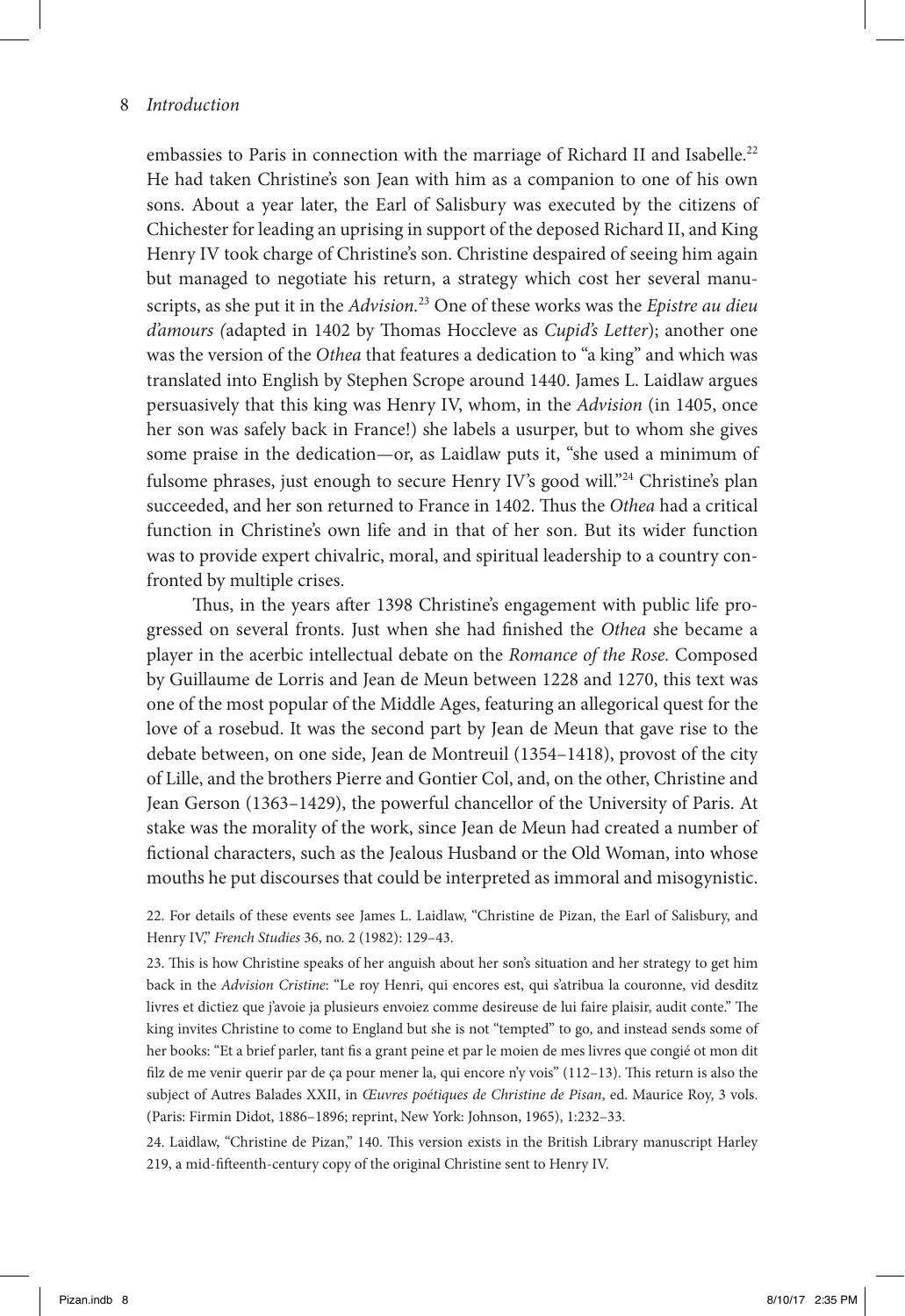embassies to Paris in connection with the marriage of Richard II and Isabelle.[22] He had taken Christine's son Jean with him as a companion to one of his own sons. About a year later, the Earl of Salisbury was executed by the citizens of Chichester for leading an uprising in support of the deposed Richard II, and King Henry IV took charge of Christine's son. Christine despaired of seeing him again but managed to negotiate his return, a strategy which cost her several manuscripts, as she put it in the *Advision.*[23] One of these works was the *Epistre au dieu d'amours (*adapted in 1402 by Thomas Hoccleve as *Cupid's Letter*); another one was the version of the *Othea* that features a dedication to "a king" and which was translated into English by Stephen Scrope around 1440. James L. Laidlaw argues persuasively that this king was Henry IV, whom, in the *Advision* (in 1405, once her son was safely back in France!) she labels a usurper, but to whom she gives some praise in the dedication—or, as Laidlaw puts it, "she used a minimum of fulsome phrases, just enough to secure Henry IV's good will."[24] Christine's plan succeeded, and her son returned to France in 1402. Thus the *Othea* had a critical function in Christine's own life and in that of her son. But its wider function was to provide expert chivalric, moral, and spiritual leadership to a country confronted by multiple crises.

Thus, in the years after 1398 Christine's engagement with public life progressed on several fronts. Just when she had finished the *Othea* she became a player in the acerbic intellectual debate on the *Romance of the Rose.* Composed by Guillaume de Lorris and Jean de Meun between 1228 and 1270, this text was one of the most popular of the Middle Ages, featuring an allegorical quest for the love of a rosebud. It was the second part by Jean de Meun that gave rise to the debate between, on one side, Jean de Montreuil (1354–1418), provost of the city of Lille, and the brothers Pierre and Gontier Col, and, on the other, Christine and Jean Gerson (1363–1429), the powerful chancellor of the University of Paris. At stake was the morality of the work, since Jean de Meun had created a number of fictional characters, such as the Jealous Husband or the Old Woman, into whose mouths he put discourses that could be interpreted as immoral and misogynistic.

22. For details of these events see James L. Laidlaw, "Christine de Pizan, the Earl of Salisbury, and Henry IV," *French Studies* 36, no. 2 (1982): 129–43.

23. This is how Christine speaks of her anguish about her son's situation and her strategy to get him back in the *Advision Cristine*: "Le roy Henri, qui encores est, qui s'atribua la couronne, vid desditz livres et dictiez que j'avoie ja plusieurs envoiez comme desireuse de lui faire plaisir, audit conte." The king invites Christine to come to England but she is not "tempted" to go, and instead sends some of her books: "Et a brief parler, tant fis a grant peine et par le moien de mes livres que congié ot mon dit filz de me venir querir par de ça pour mener la, qui encore n'y vois" (112–13). This return is also the subject of Autres Balades XXII, in *Œuvres poétiques de Christine de Pisan*, ed. Maurice Roy, 3 vols. (Paris: Firmin Didot, 1886–1896; reprint, New York: Johnson, 1965), 1:232–33.

24. Laidlaw, "Christine de Pizan," 140. This version exists in the British Library manuscript Harley 219, a mid-fifteenth-century copy of the original Christine sent to Henry IV.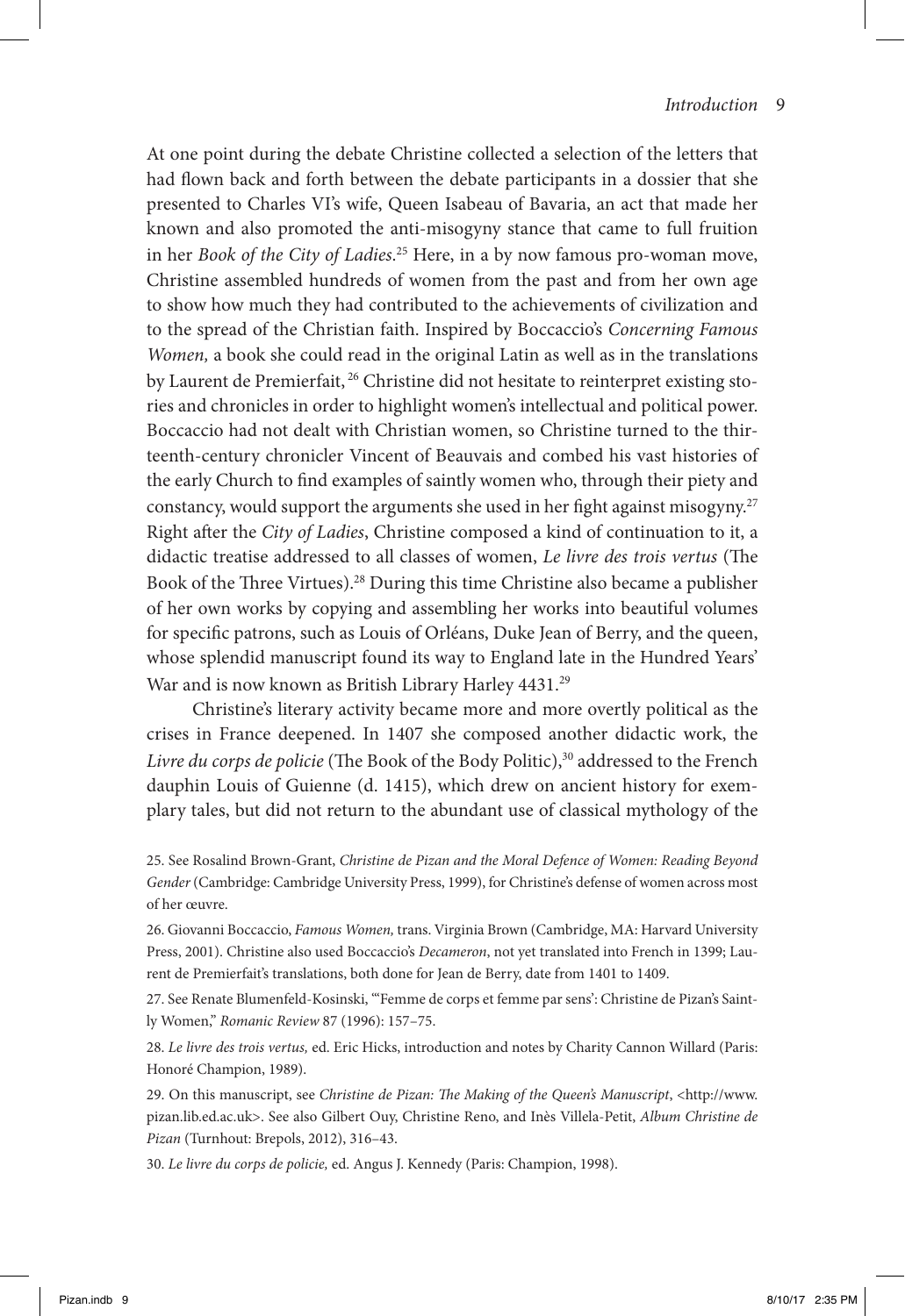At one point during the debate Christine collected a selection of the letters that had flown back and forth between the debate participants in a dossier that she presented to Charles VI's wife, Queen Isabeau of Bavaria, an act that made her known and also promoted the anti-misogyny stance that came to full fruition in her *Book of the City of Ladies*.[25] Here, in a by now famous pro-woman move, Christine assembled hundreds of women from the past and from her own age to show how much they had contributed to the achievements of civilization and to the spread of the Christian faith. Inspired by Boccaccio's *Concerning Famous Women,* a book she could read in the original Latin as well as in the translations by Laurent de Premierfait,[26] Christine did not hesitate to reinterpret existing stories and chronicles in order to highlight women's intellectual and political power. Boccaccio had not dealt with Christian women, so Christine turned to the thirteenth-century chronicler Vincent of Beauvais and combed his vast histories of the early Church to find examples of saintly women who, through their piety and constancy, would support the arguments she used in her fight against misogyny.[27] Right after the *City of Ladies*, Christine composed a kind of continuation to it, a didactic treatise addressed to all classes of women, *Le livre des trois vertus* (The Book of the Three Virtues).[28] During this time Christine also became a publisher of her own works by copying and assembling her works into beautiful volumes for specific patrons, such as Louis of Orléans, Duke Jean of Berry, and the queen, whose splendid manuscript found its way to England late in the Hundred Years' War and is now known as British Library Harley 4431.[29]

Christine's literary activity became more and more overtly political as the crises in France deepened. In 1407 she composed another didactic work, the *Livre du corps de policie* (The Book of the Body Politic),[30] addressed to the French dauphin Louis of Guienne (d. 1415), which drew on ancient history for exemplary tales, but did not return to the abundant use of classical mythology of the

25. See Rosalind Brown-Grant, *Christine de Pizan and the Moral Defence of Women: Reading Beyond Gender* (Cambridge: Cambridge University Press, 1999), for Christine's defense of women across most of her œuvre.

26. Giovanni Boccaccio, *Famous Women,* trans. Virginia Brown (Cambridge, MA: Harvard University Press, 2001). Christine also used Boccaccio's *Decameron*, not yet translated into French in 1399; Laurent de Premierfait's translations, both done for Jean de Berry, date from 1401 to 1409.

27. See Renate Blumenfeld-Kosinski, "'Femme de corps et femme par sens': Christine de Pizan's Saintly Women," *Romanic Review* 87 (1996): 157–75.

28. *Le livre des trois vertus,* ed. Eric Hicks, introduction and notes by Charity Cannon Willard (Paris: Honoré Champion, 1989).

29. On this manuscript, see *Christine de Pizan: The Making of the Queen's Manuscript*, <http://www.pizan.lib.ed.ac.uk>. See also Gilbert Ouy, Christine Reno, and Inès Villela-Petit, *Album Christine de Pizan* (Turnhout: Brepols, 2012), 316–43.

30. *Le livre du corps de policie,* ed. Angus J. Kennedy (Paris: Champion, 1998).